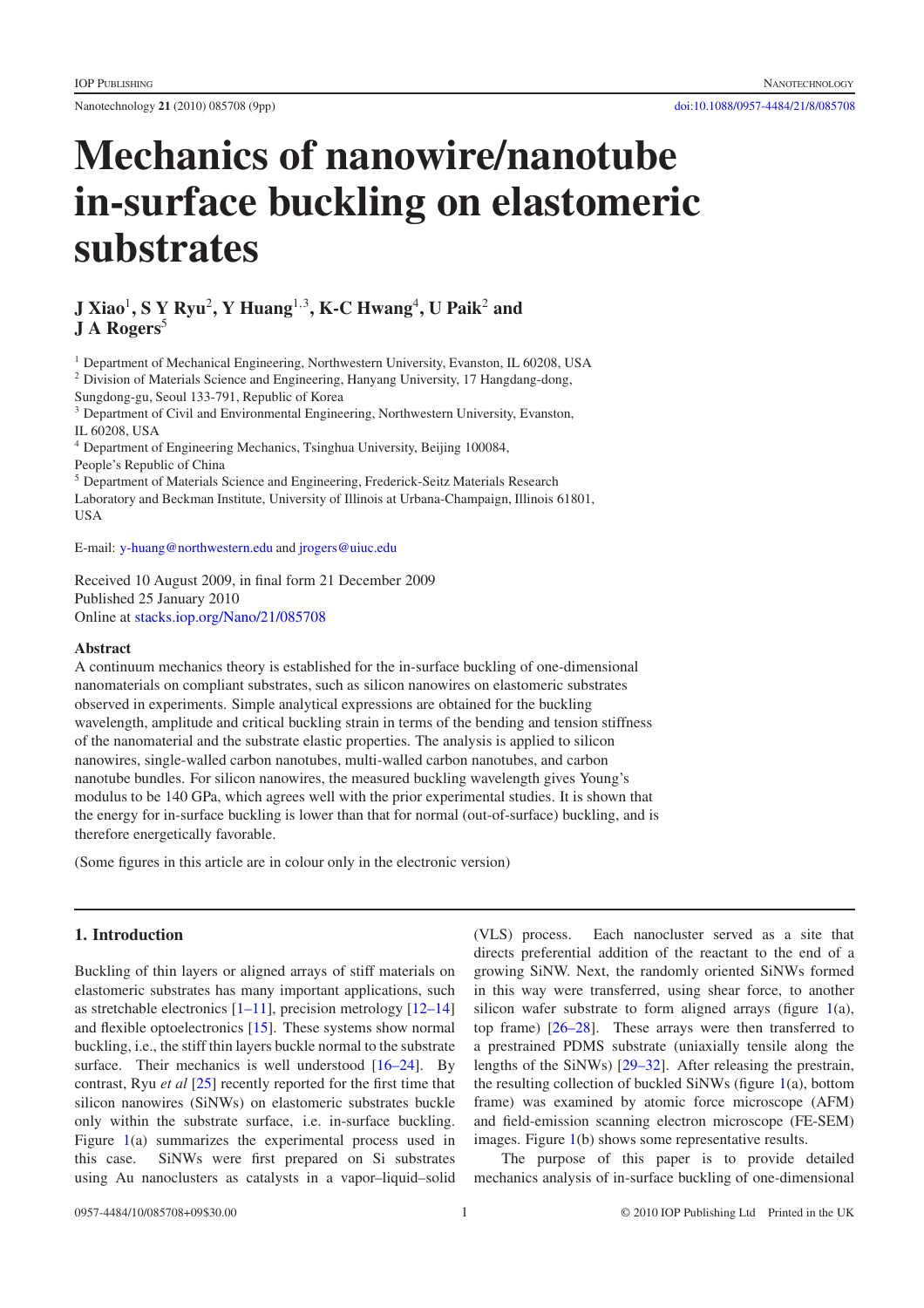# Mechanics of nanowire/nanotube in-surface buckling on elastomeric substrates

**J Xiao[1], S Y Ryu[2], Y Huang[1,3], K-C Hwang[4], U Paik[2] and J A Rogers[5]**

[1] Department of Mechanical Engineering, Northwestern University, Evanston, IL 60208, USA
[2] Division of Materials Science and Engineering, Hanyang University, 17 Hangdang-dong, Sungdong-gu, Seoul 133-791, Republic of Korea
[3] Department of Civil and Environmental Engineering, Northwestern University, Evanston, IL 60208, USA
[4] Department of Engineering Mechanics, Tsinghua University, Beijing 100084, People's Republic of China
[5] Department of Materials Science and Engineering, Frederick-Seitz Materials Research Laboratory and Beckman Institute, University of Illinois at Urbana-Champaign, Illinois 61801, USA

E-mail: y-huang@northwestern.edu and jrogers@uiuc.edu

Received 10 August 2009, in final form 21 December 2009
Published 25 January 2010
Online at stacks.iop.org/Nano/21/085708

## Abstract

A continuum mechanics theory is established for the in-surface buckling of one-dimensional nanomaterials on compliant substrates, such as silicon nanowires on elastomeric substrates observed in experiments. Simple analytical expressions are obtained for the buckling wavelength, amplitude and critical buckling strain in terms of the bending and tension stiffness of the nanomaterial and the substrate elastic properties. The analysis is applied to silicon nanowires, single-walled carbon nanotubes, multi-walled carbon nanotubes, and carbon nanotube bundles. For silicon nanowires, the measured buckling wavelength gives Young's modulus to be 140 GPa, which agrees well with the prior experimental studies. It is shown that the energy for in-surface buckling is lower than that for normal (out-of-surface) buckling, and is therefore energetically favorable.

(Some figures in this article are in colour only in the electronic version)

## 1. Introduction

Buckling of thin layers or aligned arrays of stiff materials on elastomeric substrates has many important applications, such as stretchable electronics [1–11], precision metrology [12–14] and flexible optoelectronics [15]. These systems show normal buckling, i.e., the stiff thin layers buckle normal to the substrate surface. Their mechanics is well understood [16–24]. By contrast, Ryu *et al* [25] recently reported for the first time that silicon nanowires (SiNWs) on elastomeric substrates buckle only within the substrate surface, i.e. in-surface buckling. Figure 1(a) summarizes the experimental process used in this case. SiNWs were first prepared on Si substrates using Au nanoclusters as catalysts in a vapor–liquid–solid (VLS) process. Each nanocluster served as a site that directs preferential addition of the reactant to the end of a growing SiNW. Next, the randomly oriented SiNWs formed in this way were transferred, using shear force, to another silicon wafer substrate to form aligned arrays (figure 1(a), top frame) [26–28]. These arrays were then transferred to a prestrained PDMS substrate (uniaxially tensile along the lengths of the SiNWs) [29–32]. After releasing the prestrain, the resulting collection of buckled SiNWs (figure 1(a), bottom frame) was examined by atomic force microscope (AFM) and field-emission scanning electron microscope (FE-SEM) images. Figure 1(b) shows some representative results.

The purpose of this paper is to provide detailed mechanics analysis of in-surface buckling of one-dimensional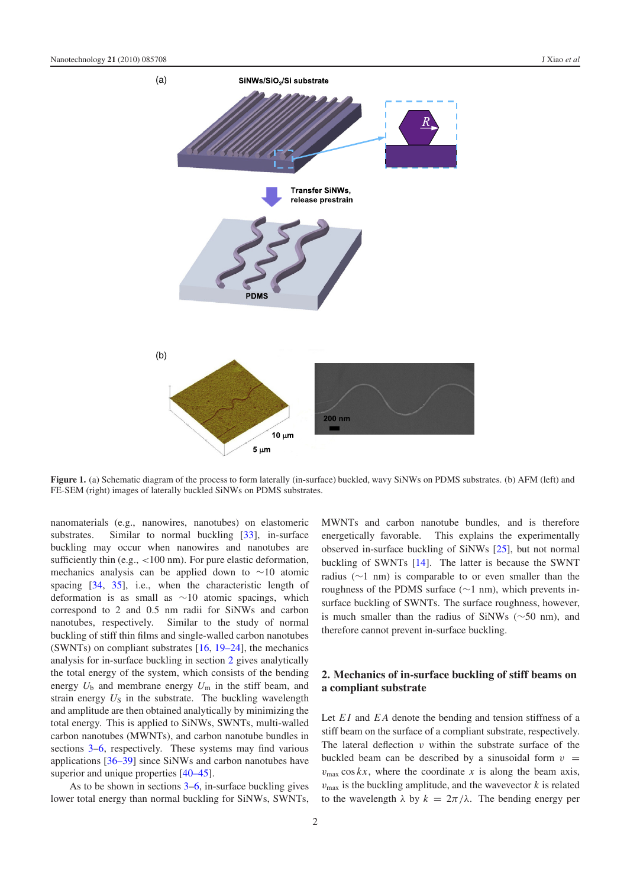Figure 1. (a) Schematic diagram of the process to form laterally (in-surface) buckled, wavy SiNWs on PDMS substrates. (b) AFM (left) and FE-SEM (right) images of laterally buckled SiNWs on PDMS substrates.

nanomaterials (e.g., nanowires, nanotubes) on elastomeric substrates. Similar to normal buckling [33], in-surface buckling may occur when nanowires and nanotubes are sufficiently thin (e.g., <100 nm). For pure elastic deformation, mechanics analysis can be applied down to ∼10 atomic spacing [34, 35], i.e., when the characteristic length of deformation is as small as ∼10 atomic spacings, which correspond to 2 and 0.5 nm radii for SiNWs and carbon nanotubes, respectively. Similar to the study of normal buckling of stiff thin films and single-walled carbon nanotubes (SWNTs) on compliant substrates [16, 19–24], the mechanics analysis for in-surface buckling in section 2 gives analytically the total energy of the system, which consists of the bending energy $U_b$ and membrane energy $U_m$ in the stiff beam, and strain energy $U_S$ in the substrate. The buckling wavelength and amplitude are then obtained analytically by minimizing the total energy. This is applied to SiNWs, SWNTs, multi-walled carbon nanotubes (MWNTs), and carbon nanotube bundles in sections 3–6, respectively. These systems may find various applications [36–39] since SiNWs and carbon nanotubes have superior and unique properties [40–45].

As to be shown in sections 3–6, in-surface buckling gives lower total energy than normal buckling for SiNWs, SWNTs, MWNTs and carbon nanotube bundles, and is therefore energetically favorable. This explains the experimentally observed in-surface buckling of SiNWs [25], but not normal buckling of SWNTs [14]. The latter is because the SWNT radius (∼1 nm) is comparable to or even smaller than the roughness of the PDMS surface (∼1 nm), which prevents in-surface buckling of SWNTs. The surface roughness, however, is much smaller than the radius of SiNWs (∼50 nm), and therefore cannot prevent in-surface buckling.

## 2. Mechanics of in-surface buckling of stiff beams on a compliant substrate

Let $EI$ and $EA$ denote the bending and tension stiffness of a stiff beam on the surface of a compliant substrate, respectively. The lateral deflection $v$ within the substrate surface of the buckled beam can be described by a sinusoidal form $v = v_{\max} \cos kx$, where the coordinate $x$ is along the beam axis, $v_{\max}$ is the buckling amplitude, and the wavevector $k$ is related to the wavelength $\lambda$ by $k = 2\pi/\lambda$. The bending energy per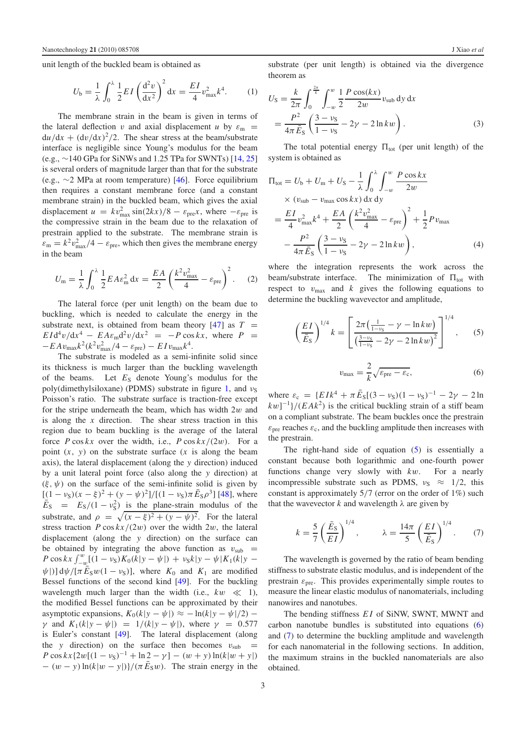unit length of the buckled beam is obtained as

$$U_b = \frac{1}{\lambda}\int_0^{\lambda} \frac{1}{2} EI \left(\frac{d^2 v}{dx^2}\right)^2 dx = \frac{EI}{4} v_{max}^2 k^4. \quad (1)$$

The membrane strain in the beam is given in terms of the lateral deflection $v$ and axial displacement $u$ by $\varepsilon_m = du/dx + (dv/dx)^2/2$. The shear stress at the beam/substrate interface is negligible since Young's modulus for the beam (e.g., ~140 GPa for SiNWs and 1.25 TPa for SWNTs) [14, 25] is several orders of magnitude larger than that for the substrate (e.g., ~2 MPa at room temperature) [46]. Force equilibrium then requires a constant membrane force (and a constant membrane strain) in the buckled beam, which gives the axial displacement $u = kv_{max}^2 \sin(2kx)/8 - \varepsilon_{pre}x$, where $-\varepsilon_{pre}$ is the compressive strain in the beam due to the relaxation of prestrain applied to the substrate. The membrane strain is $\varepsilon_m = k^2 v_{max}^2/4 - \varepsilon_{pre}$, which then gives the membrane energy in the beam

$$U_m = \frac{1}{\lambda}\int_0^{\lambda} \frac{1}{2} EA\varepsilon_m^2 \, dx = \frac{EA}{2}\left(\frac{k^2 v_{max}^2}{4} - \varepsilon_{pre}\right)^2. \quad (2)$$

The lateral force (per unit length) on the beam due to buckling, which is needed to calculate the energy in the substrate next, is obtained from beam theory [47] as $T = EI d^4 v/dx^4 - EA\varepsilon_m d^2 v/dx^2 = -P\cos kx$, where $P = -EAv_{max}k^2(k^2 v_{max}^2/4 - \varepsilon_{pre}) - EI v_{max} k^4$.

The substrate is modeled as a semi-infinite solid since its thickness is much larger than the buckling wavelength of the beams. Let $E_S$ denote Young's modulus for the poly(dimethylsiloxane) (PDMS) substrate in figure 1, and $\nu_S$ Poisson's ratio. The substrate surface is traction-free except for the stripe underneath the beam, which has width $2w$ and is along the $x$ direction. The shear stress traction in this region due to beam buckling is the average of the lateral force $P\cos kx$ over the width, $P\cos kx/(2w)$. For a point $(x, y)$ on the substrate surface ($x$ is along the beam axis), the lateral displacement (along the $y$ direction) induced by a unit lateral point force (also along the $y$ direction) at $(\xi, \psi)$ on the surface of the semi-infinite solid is given by $[(1-\nu_S)(x-\xi)^2 + (y-\psi)^2]/[(1-\nu_S)\pi \bar{E}_S \rho^3]$ [48], where $\bar{E}_S = E_S/(1-\nu_S^2)$ is the plane-strain modulus of the substrate, and $\rho = \sqrt{(x-\xi)^2 + (y-\psi)^2}$. For the lateral stress traction $P\cos kx/(2w)$ over the width $2w$, the lateral displacement (along the $y$ direction) on the surface can be obtained by integrating the above function as $v_{sub} = P\cos kx \int_{-w}^{w} [(1-\nu_S)K_0(k|y-\psi|) + \nu_S k|y-\psi| K_1(k|y-\psi|)]\, d\psi/[\pi \bar{E}_S w(1-\nu_S)]$, where $K_0$ and $K_1$ are modified Bessel functions of the second kind [49]. For the buckling wavelength much larger than the width (i.e., $kw \ll 1$), the modified Bessel functions can be approximated by their asymptotic expansions, $K_0(k|y-\psi|) \approx -\ln(k|y-\psi|/2) - \gamma$ and $K_1(k|y-\psi|) = 1/(k|y-\psi|)$, where $\gamma = 0.577$ is Euler's constant [49]. The lateral displacement (along the $y$ direction) on the surface then becomes $v_{sub} = P\cos kx\{2w[(1-\nu_S)^{-1} + \ln 2 - \gamma] - (w+y)\ln(k|w+y|) - (w-y)\ln(k|w-y|)\}/(\pi \bar{E}_S w)$. The strain energy in the substrate (per unit length) is obtained via the divergence theorem as

$$\begin{aligned} U_S &= \frac{k}{2\pi}\int_0^{\frac{2\pi}{k}} \int_{-w}^{w} \frac{1}{2}\frac{P\cos(kx)}{2w} v_{sub} \, dy \, dx \\ &= \frac{P^2}{4\pi \bar{E}_S}\left(\frac{3-\nu_S}{1-\nu_S} - 2\gamma - 2\ln kw\right). \end{aligned} \quad (3)$$

The total potential energy $\Pi_{tot}$ (per unit length) of the system is obtained as

$$\begin{aligned} \Pi_{tot} &= U_b + U_m + U_S - \frac{1}{\lambda}\int_0^{\lambda}\int_{-w}^{w} \frac{P\cos kx}{2w} \\ &\quad \times (v_{sub} - v_{max}\cos kx)\, dx\, dy \\ &= \frac{EI}{4} v_{max}^2 k^4 + \frac{EA}{2}\left(\frac{k^2 v_{max}^2}{4} - \varepsilon_{pre}\right)^2 + \frac{1}{2} P v_{max} \\ &\quad - \frac{P^2}{4\pi \bar{E}_S}\left(\frac{3-\nu_S}{1-\nu_S} - 2\gamma - 2\ln kw\right), \end{aligned} \quad (4)$$

where the integration represents the work across the beam/substrate interface. The minimization of $\Pi_{tot}$ with respect to $v_{max}$ and $k$ gives the following equations to determine the buckling wavevector and amplitude,

$$\left(\frac{EI}{\bar{E}_S}\right)^{1/4} k = \left[\frac{2\pi\left(\frac{1}{1-\nu_S} - \gamma - \ln kw\right)}{\left(\frac{3-\nu_S}{1-\nu_S} - 2\gamma - 2\ln kw\right)^2}\right]^{1/4}, \quad (5)$$

$$v_{max} = \frac{2}{k}\sqrt{\varepsilon_{pre} - \varepsilon_c}, \quad (6)$$

where $\varepsilon_c = \{EIk^4 + \pi \bar{E}_S[(3-\nu_S)(1-\nu_S)^{-1} - 2\gamma - 2\ln kw]^{-1}\}/(EAk^2)$ is the critical buckling strain of a stiff beam on a compliant substrate. The beam buckles once the prestrain $\varepsilon_{pre}$ reaches $\varepsilon_c$, and the buckling amplitude then increases with the prestrain.

The right-hand side of equation (5) is essentially a constant because both logarithmic and one-fourth power functions change very slowly with $kw$. For a nearly incompressible substrate such as PDMS, $\nu_S \approx 1/2$, this constant is approximately 5/7 (error on the order of 1%) such that the wavevector $k$ and wavelength $\lambda$ are given by

$$k = \frac{5}{7}\left(\frac{\bar{E}_S}{EI}\right)^{1/4}, \qquad \lambda = \frac{14\pi}{5}\left(\frac{EI}{\bar{E}_S}\right)^{1/4}. \quad (7)$$

The wavelength is governed by the ratio of beam bending stiffness to substrate elastic modulus, and is independent of the prestrain $\varepsilon_{pre}$. This provides experimentally simple routes to measure the linear elastic modulus of nanomaterials, including nanowires and nanotubes.

The bending stiffness $EI$ of SiNW, SWNT, MWNT and carbon nanotube bundles is substituted into equations (6) and (7) to determine the buckling amplitude and wavelength for each nanomaterial in the following sections. In addition, the maximum strains in the buckled nanomaterials are also obtained.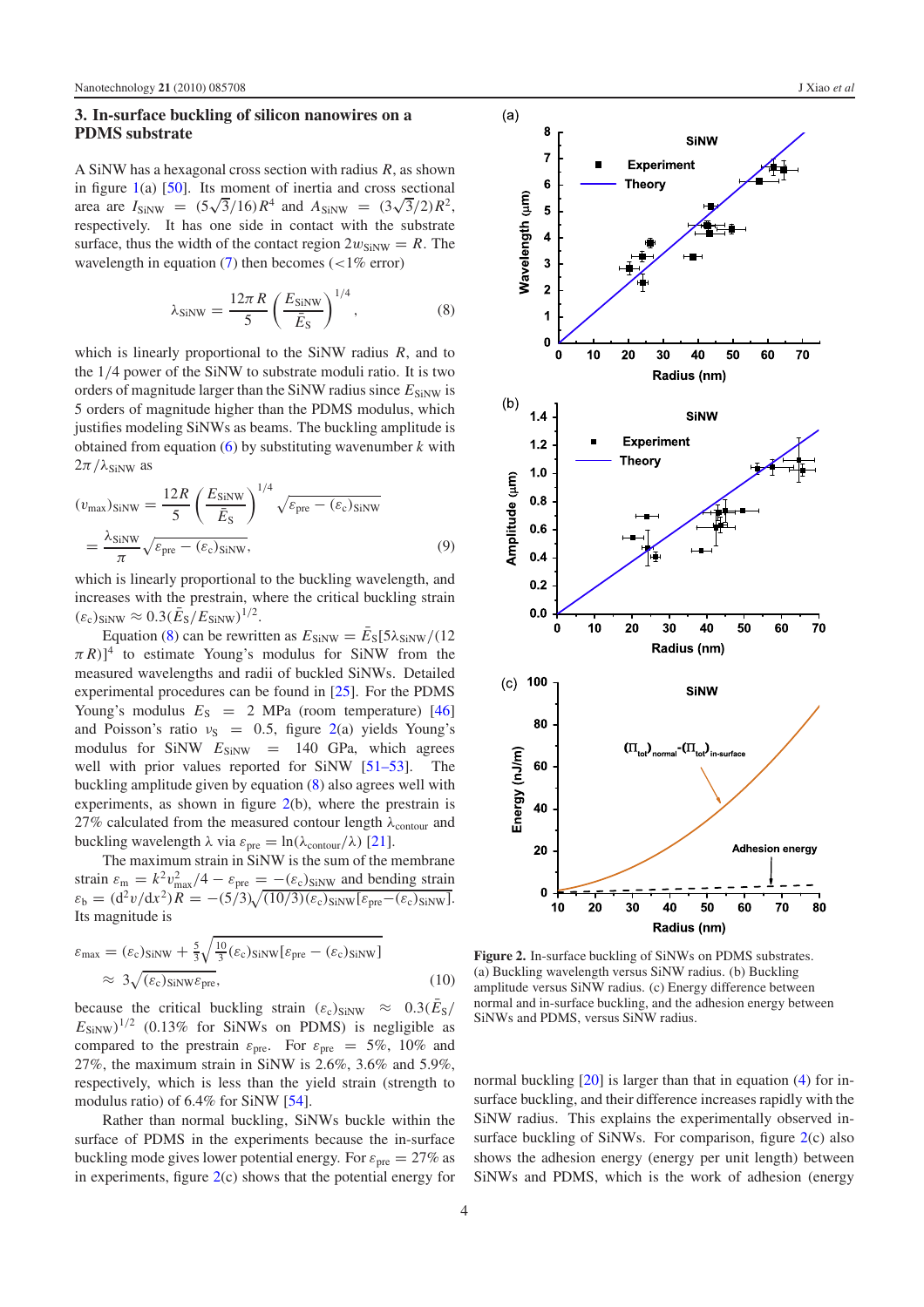## 3. In-surface buckling of silicon nanowires on a PDMS substrate

A SiNW has a hexagonal cross section with radius $R$, as shown in figure 1(a) [50]. Its moment of inertia and cross sectional area are $I_{\mathrm{SiNW}} = (5\sqrt{3}/16)R^4$ and $A_{\mathrm{SiNW}} = (3\sqrt{3}/2)R^2$, respectively. It has one side in contact with the substrate surface, thus the width of the contact region $2w_{\mathrm{SiNW}} = R$. The wavelength in equation (7) then becomes (<1% error)

$$\lambda_{\mathrm{SiNW}} = \frac{12\pi R}{5}\left(\frac{E_{\mathrm{SiNW}}}{\bar{E}_{\mathrm{S}}}\right)^{1/4}, \tag{8}$$

which is linearly proportional to the SiNW radius $R$, and to the 1/4 power of the SiNW to substrate moduli ratio. It is two orders of magnitude larger than the SiNW radius since $E_{\mathrm{SiNW}}$ is 5 orders of magnitude higher than the PDMS modulus, which justifies modeling SiNWs as beams. The buckling amplitude is obtained from equation (6) by substituting wavenumber $k$ with $2\pi/\lambda_{\mathrm{SiNW}}$ as

$$(v_{\max})_{\mathrm{SiNW}} = \frac{12R}{5}\left(\frac{E_{\mathrm{SiNW}}}{\bar{E}_{\mathrm{S}}}\right)^{1/4}\sqrt{\varepsilon_{\mathrm{pre}} - (\varepsilon_{\mathrm{c}})_{\mathrm{SiNW}}}$$
$$= \frac{\lambda_{\mathrm{SiNW}}}{\pi}\sqrt{\varepsilon_{\mathrm{pre}} - (\varepsilon_{\mathrm{c}})_{\mathrm{SiNW}}}, \tag{9}$$

which is linearly proportional to the buckling wavelength, and increases with the prestrain, where the critical buckling strain $(\varepsilon_{\mathrm{c}})_{\mathrm{SiNW}} \approx 0.3(\bar{E}_{\mathrm{S}}/E_{\mathrm{SiNW}})^{1/2}$.

Equation (8) can be rewritten as $E_{\mathrm{SiNW}} = \bar{E}_{\mathrm{S}}[5\lambda_{\mathrm{SiNW}}/(12\pi R)]^4$ to estimate Young's modulus for SiNW from the measured wavelengths and radii of buckled SiNWs. Detailed experimental procedures can be found in [25]. For the PDMS Young's modulus $E_{\mathrm{S}} = 2$ MPa (room temperature) [46] and Poisson's ratio $\nu_{\mathrm{S}} = 0.5$, figure 2(a) yields Young's modulus for SiNW $E_{\mathrm{SiNW}} = 140$ GPa, which agrees well with prior values reported for SiNW [51–53]. The buckling amplitude given by equation (8) also agrees well with experiments, as shown in figure 2(b), where the prestrain is 27% calculated from the measured contour length $\lambda_{\mathrm{contour}}$ and buckling wavelength $\lambda$ via $\varepsilon_{\mathrm{pre}} = \ln(\lambda_{\mathrm{contour}}/\lambda)$ [21].

The maximum strain in SiNW is the sum of the membrane strain $\varepsilon_{\mathrm{m}} = k^2 v_{\max}^2/4 - \varepsilon_{\mathrm{pre}} = -(\varepsilon_{\mathrm{c}})_{\mathrm{SiNW}}$ and bending strain $\varepsilon_{\mathrm{b}} = (\mathrm{d}^2 v/\mathrm{d}x^2)R = -(5/3)\sqrt{(10/3)(\varepsilon_{\mathrm{c}})_{\mathrm{SiNW}}[\varepsilon_{\mathrm{pre}} - (\varepsilon_{\mathrm{c}})_{\mathrm{SiNW}}]}$. Its magnitude is

$$\varepsilon_{\max} = (\varepsilon_{\mathrm{c}})_{\mathrm{SiNW}} + \frac{5}{3}\sqrt{\frac{10}{3}(\varepsilon_{\mathrm{c}})_{\mathrm{SiNW}}[\varepsilon_{\mathrm{pre}} - (\varepsilon_{\mathrm{c}})_{\mathrm{SiNW}}]}$$
$$\approx 3\sqrt{(\varepsilon_{\mathrm{c}})_{\mathrm{SiNW}}\varepsilon_{\mathrm{pre}}}, \tag{10}$$

because the critical buckling strain $(\varepsilon_{\mathrm{c}})_{\mathrm{SiNW}} \approx 0.3(\bar{E}_{\mathrm{S}}/E_{\mathrm{SiNW}})^{1/2}$ (0.13% for SiNWs on PDMS) is negligible as compared to the prestrain $\varepsilon_{\mathrm{pre}}$. For $\varepsilon_{\mathrm{pre}} = 5\%$, 10% and 27%, the maximum strain in SiNW is 2.6%, 3.6% and 5.9%, respectively, which is less than the yield strain (strength to modulus ratio) of 6.4% for SiNW [54].

Rather than normal buckling, SiNWs buckle within the surface of PDMS in the experiments because the in-surface buckling mode gives lower potential energy. For $\varepsilon_{\mathrm{pre}} = 27\%$ as in experiments, figure 2(c) shows that the potential energy for normal buckling [20] is larger than that in equation (4) for in-surface buckling, and their difference increases rapidly with the SiNW radius. This explains the experimentally observed in-surface buckling of SiNWs. For comparison, figure 2(c) also shows the adhesion energy (energy per unit length) between SiNWs and PDMS, which is the work of adhesion (energy

**Figure 2.** In-surface buckling of SiNWs on PDMS substrates. (a) Buckling wavelength versus SiNW radius. (b) Buckling amplitude versus SiNW radius. (c) Energy difference between normal and in-surface buckling, and the adhesion energy between SiNWs and PDMS, versus SiNW radius.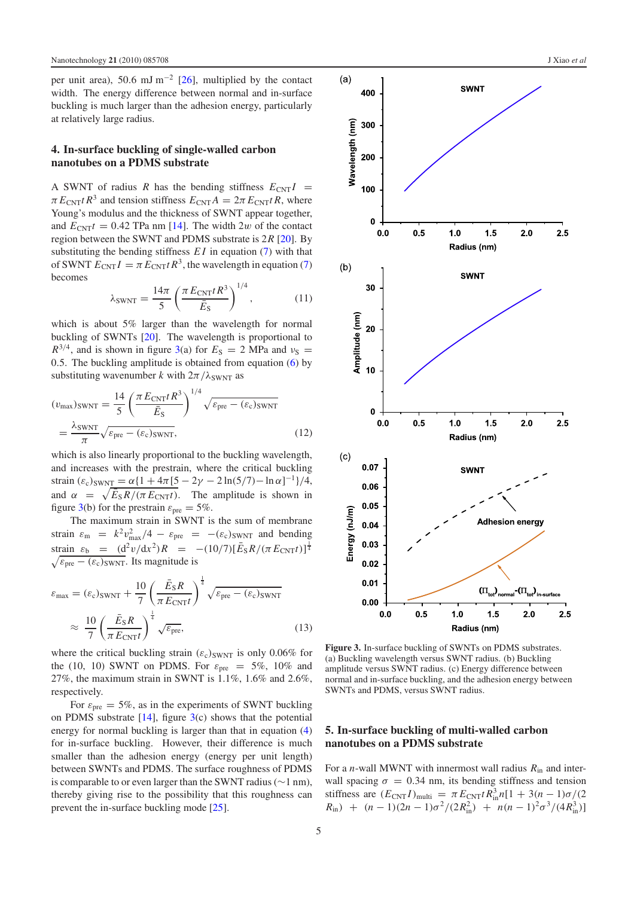per unit area), 50.6 mJ $m^{-2}$ [26], multiplied by the contact width. The energy difference between normal and in-surface buckling is much larger than the adhesion energy, particularly at relatively large radius.

## 4. In-surface buckling of single-walled carbon nanotubes on a PDMS substrate

A SWNT of radius $R$ has the bending stiffness $E_{CNT}I = \pi E_{CNT} t R^3$ and tension stiffness $E_{CNT}A = 2\pi E_{CNT} t R$, where Young's modulus and the thickness of SWNT appear together, and $E_{CNT}t = 0.42$ TPa nm [14]. The width $2w$ of the contact region between the SWNT and PDMS substrate is $2R$ [20]. By substituting the bending stiffness $EI$ in equation (7) with that of SWNT $E_{CNT}I = \pi E_{CNT} t R^3$, the wavelength in equation (7) becomes

$$\lambda_{SWNT} = \frac{14\pi}{5}\left(\frac{\pi E_{CNT} t R^3}{\bar{E}_S}\right)^{1/4}, \tag{11}$$

which is about 5% larger than the wavelength for normal buckling of SWNTs [20]. The wavelength is proportional to $R^{3/4}$, and is shown in figure 3(a) for $E_S = 2$ MPa and $\nu_S = 0.5$. The buckling amplitude is obtained from equation (6) by substituting wavenumber $k$ with $2\pi/\lambda_{SWNT}$ as

$$(v_{max})_{SWNT} = \frac{14}{5}\left(\frac{\pi E_{CNT} t R^3}{\bar{E}_S}\right)^{1/4}\sqrt{\varepsilon_{pre} - (\varepsilon_c)_{SWNT}}$$
$$= \frac{\lambda_{SWNT}}{\pi}\sqrt{\varepsilon_{pre} - (\varepsilon_c)_{SWNT}}, \tag{12}$$

which is also linearly proportional to the buckling wavelength, and increases with the prestrain, where the critical buckling strain $(\varepsilon_c)_{SWNT} = \alpha\{1 + 4\pi[5 - 2\gamma - 2\ln(5/7) - \ln\alpha]^{-1}\}/4$, and $\alpha = \sqrt{\bar{E}_S R/(\pi E_{CNT} t)}$. The amplitude is shown in figure 3(b) for the prestrain $\varepsilon_{pre} = 5\%$.

The maximum strain in SWNT is the sum of membrane strain $\varepsilon_m = k^2 v_{max}^2/4 - \varepsilon_{pre} = -(\varepsilon_c)_{SWNT}$ and bending strain $\varepsilon_b = (d^2v/dx^2)R = -(10/7)[\bar{E}_S R/(\pi E_{CNT} t)]^{\frac{1}{4}}\sqrt{\varepsilon_{pre} - (\varepsilon_c)_{SWNT}}$. Its magnitude is

$$\varepsilon_{max} = (\varepsilon_c)_{SWNT} + \frac{10}{7}\left(\frac{\bar{E}_S R}{\pi E_{CNT} t}\right)^{\frac{1}{4}}\sqrt{\varepsilon_{pre} - (\varepsilon_c)_{SWNT}}$$
$$\approx \frac{10}{7}\left(\frac{\bar{E}_S R}{\pi E_{CNT} t}\right)^{\frac{1}{4}}\sqrt{\varepsilon_{pre}}, \tag{13}$$

where the critical buckling strain $(\varepsilon_c)_{SWNT}$ is only 0.06% for the (10, 10) SWNT on PDMS. For $\varepsilon_{pre} = 5\%$, 10% and 27%, the maximum strain in SWNT is 1.1%, 1.6% and 2.6%, respectively.

For $\varepsilon_{pre} = 5\%$, as in the experiments of SWNT buckling on PDMS substrate [14], figure 3(c) shows that the potential energy for normal buckling is larger than that in equation (4) for in-surface buckling. However, their difference is much smaller than the adhesion energy (energy per unit length) between SWNTs and PDMS. The surface roughness of PDMS is comparable to or even larger than the SWNT radius ($\sim$1 nm), thereby giving rise to the possibility that this roughness can prevent the in-surface buckling mode [25].

**Figure 3.** In-surface buckling of SWNTs on PDMS substrates. (a) Buckling wavelength versus SWNT radius. (b) Buckling amplitude versus SWNT radius. (c) Energy difference between normal and in-surface buckling, and the adhesion energy between SWNTs and PDMS, versus SWNT radius.

## 5. In-surface buckling of multi-walled carbon nanotubes on a PDMS substrate

For a $n$-wall MWNT with innermost wall radius $R_{in}$ and inter-wall spacing $\sigma = 0.34$ nm, its bending stiffness and tension stiffness are $(E_{CNT}I)_{multi} = \pi E_{CNT} t R_{in}^3 n[1 + 3(n-1)\sigma/(2R_{in}) + (n-1)(2n-1)\sigma^2/(2R_{in}^2) + n(n-1)^2\sigma^3/(4R_{in}^3)]$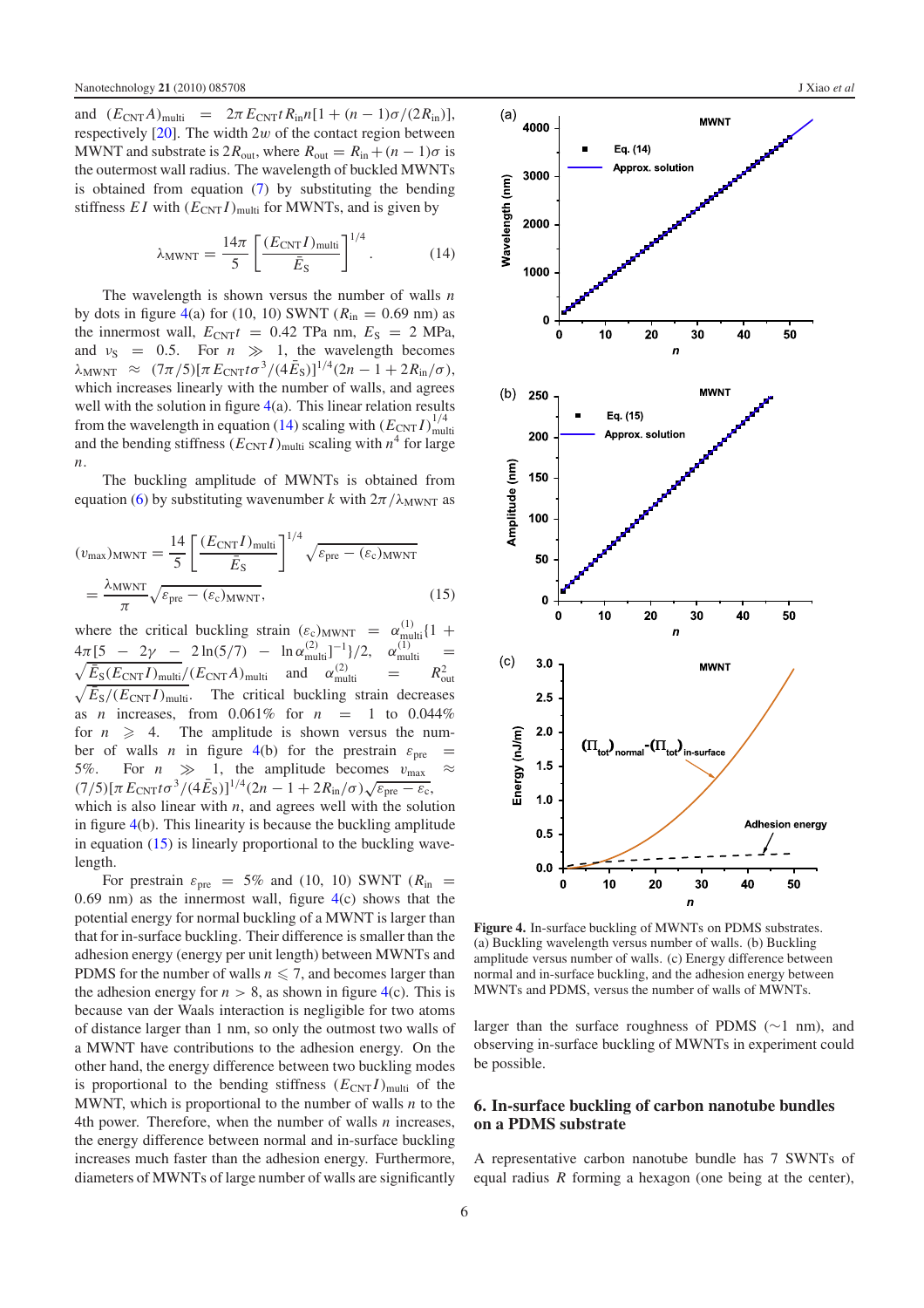and $(E_{\rm CNT}A)_{\rm multi} = 2\pi E_{\rm CNT} t R_{\rm in} n[1 + (n-1)\sigma/(2R_{\rm in})]$, respectively [20]. The width $2w$ of the contact region between MWNT and substrate is $2R_{\rm out}$, where $R_{\rm out} = R_{\rm in} + (n-1)\sigma$ is the outermost wall radius. The wavelength of buckled MWNTs is obtained from equation (7) by substituting the bending stiffness $EI$ with $(E_{\rm CNT}I)_{\rm multi}$ for MWNTs, and is given by

$$\lambda_{\rm MWNT} = \frac{14\pi}{5}\left[\frac{(E_{\rm CNT}I)_{\rm multi}}{\bar{E}_{\rm S}}\right]^{1/4}. \tag{14}$$

The wavelength is shown versus the number of walls $n$ by dots in figure 4(a) for (10, 10) SWNT ($R_{\rm in} = 0.69$ nm) as the innermost wall, $E_{\rm CNT}t = 0.42$ TPa nm, $E_{\rm S} = 2$ MPa, and $\nu_{\rm S} = 0.5$. For $n \gg 1$, the wavelength becomes $\lambda_{\rm MWNT} \approx (7\pi/5)[\pi E_{\rm CNT} t\sigma^3/(4\bar{E}_{\rm S})]^{1/4}(2n - 1 + 2R_{\rm in}/\sigma)$, which increases linearly with the number of walls, and agrees well with the solution in figure 4(a). This linear relation results from the wavelength in equation (14) scaling with $(E_{\rm CNT}I)^{1/4}_{\rm multi}$ and the bending stiffness $(E_{\rm CNT}I)_{\rm multi}$ scaling with $n^4$ for large $n$.

The buckling amplitude of MWNTs is obtained from equation (6) by substituting wavenumber $k$ with $2\pi/\lambda_{\rm MWNT}$ as

$$(v_{\rm max})_{\rm MWNT} = \frac{14}{5}\left[\frac{(E_{\rm CNT}I)_{\rm multi}}{\bar{E}_{\rm S}}\right]^{1/4}\sqrt{\varepsilon_{\rm pre} - (\varepsilon_{\rm c})_{\rm MWNT}}$$
$$= \frac{\lambda_{\rm MWNT}}{\pi}\sqrt{\varepsilon_{\rm pre} - (\varepsilon_{\rm c})_{\rm MWNT}}, \tag{15}$$

where the critical buckling strain $(\varepsilon_{\rm c})_{\rm MWNT} = \alpha^{(1)}_{\rm multi}\{1 + 4\pi[5 - 2\gamma - 2\ln(5/7) - \ln\alpha^{(2)}_{\rm multi}]^{-1}\}/2$, $\alpha^{(1)}_{\rm multi} = \sqrt{\bar{E}_{\rm S}(E_{\rm CNT}I)_{\rm multi}}/(E_{\rm CNT}A)_{\rm multi}$ and $\alpha^{(2)}_{\rm multi} = R^2_{\rm out}\sqrt{\bar{E}_{\rm S}/(E_{\rm CNT}I)_{\rm multi}}$. The critical buckling strain decreases as $n$ increases, from 0.061% for $n = 1$ to 0.044% for $n \geqslant 4$. The amplitude is shown versus the number of walls $n$ in figure 4(b) for the prestrain $\varepsilon_{\rm pre} = 5\%$. For $n \gg 1$, the amplitude becomes $v_{\rm max} \approx (7/5)[\pi E_{\rm CNT} t\sigma^3/(4\bar{E}_{\rm S})]^{1/4}(2n - 1 + 2R_{\rm in}/\sigma)\sqrt{\varepsilon_{\rm pre} - \varepsilon_{\rm c}}$, which is also linear with $n$, and agrees well with the solution in figure 4(b). This linearity is because the buckling amplitude in equation (15) is linearly proportional to the buckling wavelength.

For prestrain $\varepsilon_{\rm pre} = 5\%$ and (10, 10) SWNT ($R_{\rm in} = 0.69$ nm) as the innermost wall, figure 4(c) shows that the potential energy for normal buckling of a MWNT is larger than that for in-surface buckling. Their difference is smaller than the adhesion energy (energy per unit length) between MWNTs and PDMS for the number of walls $n \leqslant 7$, and becomes larger than the adhesion energy for $n > 8$, as shown in figure 4(c). This is because van der Waals interaction is negligible for two atoms of distance larger than 1 nm, so only the outmost two walls of a MWNT have contributions to the adhesion energy. On the other hand, the energy difference between two buckling modes is proportional to the bending stiffness $(E_{\rm CNT}I)_{\rm multi}$ of the MWNT, which is proportional to the number of walls $n$ to the 4th power. Therefore, when the number of walls $n$ increases, the energy difference between normal and in-surface buckling increases much faster than the adhesion energy. Furthermore, diameters of MWNTs of large number of walls are significantly larger than the surface roughness of PDMS (~1 nm), and observing in-surface buckling of MWNTs in experiment could be possible.

**Figure 4.** In-surface buckling of MWNTs on PDMS substrates. (a) Buckling wavelength versus number of walls. (b) Buckling amplitude versus number of walls. (c) Energy difference between normal and in-surface buckling, and the adhesion energy between MWNTs and PDMS, versus the number of walls of MWNTs.

## 6. In-surface buckling of carbon nanotube bundles on a PDMS substrate

A representative carbon nanotube bundle has 7 SWNTs of equal radius $R$ forming a hexagon (one being at the center),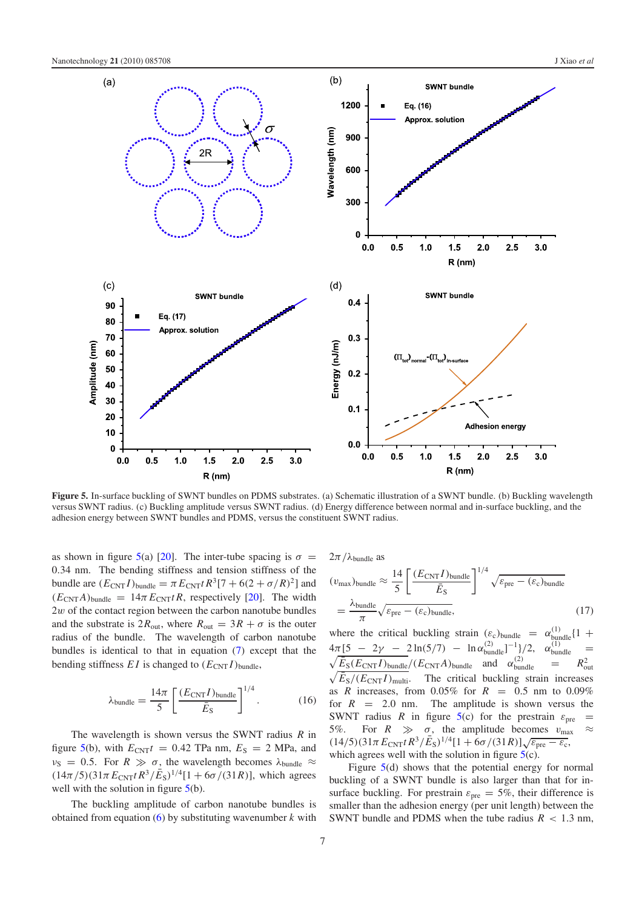**Figure 5.** In-surface buckling of SWNT bundles on PDMS substrates. (a) Schematic illustration of a SWNT bundle. (b) Buckling wavelength versus SWNT radius. (c) Buckling amplitude versus SWNT radius. (d) Energy difference between normal and in-surface buckling, and the adhesion energy between SWNT bundles and PDMS, versus the constituent SWNT radius.

as shown in figure 5(a) [20]. The inter-tube spacing is $\sigma = 0.34$ nm. The bending stiffness and tension stiffness of the bundle are $(E_{\mathrm{CNT}}I)_{\mathrm{bundle}} = \pi E_{\mathrm{CNT}} t R^3[7 + 6(2+\sigma/R)^2]$ and $(E_{\mathrm{CNT}}A)_{\mathrm{bundle}} = 14\pi E_{\mathrm{CNT}} t R$, respectively [20]. The width $2w$ of the contact region between the carbon nanotube bundles and the substrate is $2R_{\mathrm{out}}$, where $R_{\mathrm{out}} = 3R + \sigma$ is the outer radius of the bundle. The wavelength of carbon nanotube bundles is identical to that in equation (7) except that the bending stiffness $EI$ is changed to $(E_{\mathrm{CNT}}I)_{\mathrm{bundle}}$,

$$\lambda_{\mathrm{bundle}} = \frac{14\pi}{5}\left[\frac{(E_{\mathrm{CNT}}I)_{\mathrm{bundle}}}{\bar{E}_{\mathrm{S}}}\right]^{1/4}. \tag{16}$$

The wavelength is shown versus the SWNT radius $R$ in figure 5(b), with $E_{\mathrm{CNT}}t = 0.42$ TPa nm, $E_{\mathrm{S}} = 2$ MPa, and $\nu_{\mathrm{S}} = 0.5$. For $R \gg \sigma$, the wavelength becomes $\lambda_{\mathrm{bundle}} \approx (14\pi/5)(31\pi E_{\mathrm{CNT}} t R^3/\bar{E}_{\mathrm{S}})^{1/4}[1 + 6\sigma/(31R)]$, which agrees well with the solution in figure 5(b).

The buckling amplitude of carbon nanotube bundles is obtained from equation (6) by substituting wavenumber $k$ with $2\pi/\lambda_{\mathrm{bundle}}$ as

$$(v_{\max})_{\mathrm{bundle}} \approx \frac{14}{5}\left[\frac{(E_{\mathrm{CNT}}I)_{\mathrm{bundle}}}{\bar{E}_{\mathrm{S}}}\right]^{1/4}\sqrt{\varepsilon_{\mathrm{pre}} - (\varepsilon_{\mathrm{c}})_{\mathrm{bundle}}}$$
$$= \frac{\lambda_{\mathrm{bundle}}}{\pi}\sqrt{\varepsilon_{\mathrm{pre}} - (\varepsilon_{\mathrm{c}})_{\mathrm{bundle}}}, \tag{17}$$

where the critical buckling strain $(\varepsilon_{\mathrm{c}})_{\mathrm{bundle}} = \alpha^{(1)}_{\mathrm{bundle}}\{1 + 4\pi[5 - 2\gamma - 2\ln(5/7) - \ln \alpha^{(2)}_{\mathrm{bundle}}]^{-1}\}/2$, $\alpha^{(1)}_{\mathrm{bundle}} = \sqrt{\bar{E}_{\mathrm{S}}(E_{\mathrm{CNT}}I)_{\mathrm{bundle}}}/(E_{\mathrm{CNT}}A)_{\mathrm{bundle}}$ and $\alpha^{(2)}_{\mathrm{bundle}} = R^2_{\mathrm{out}}\sqrt{\bar{E}_{\mathrm{S}}/(E_{\mathrm{CNT}}I)_{\mathrm{multi}}}$. The critical buckling strain increases as $R$ increases, from 0.05% for $R = 0.5$ nm to 0.09% for $R = 2.0$ nm. The amplitude is shown versus the SWNT radius $R$ in figure 5(c) for the prestrain $\varepsilon_{\mathrm{pre}} = 5\%$. For $R \gg \sigma$, the amplitude becomes $v_{\max} \approx (14/5)(31\pi E_{\mathrm{CNT}} t R^3/\bar{E}_{\mathrm{S}})^{1/4}[1 + 6\sigma/(31R)]\sqrt{\varepsilon_{\mathrm{pre}} - \varepsilon_{\mathrm{c}}}$, which agrees well with the solution in figure 5(c).

Figure 5(d) shows that the potential energy for normal buckling of a SWNT bundle is also larger than that for in-surface buckling. For prestrain $\varepsilon_{\mathrm{pre}} = 5\%$, their difference is smaller than the adhesion energy (per unit length) between the SWNT bundle and PDMS when the tube radius $R < 1.3$ nm,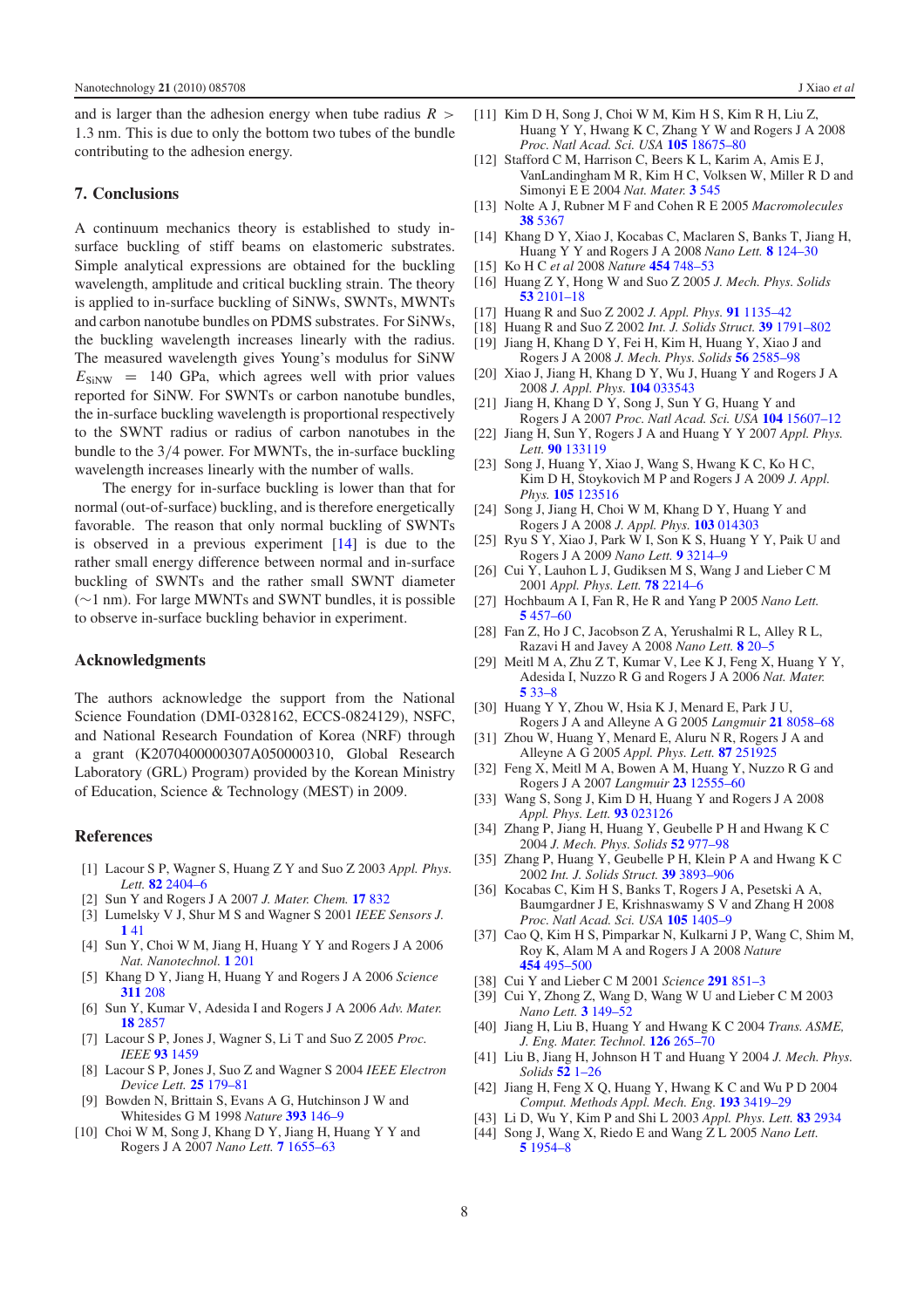and is larger than the adhesion energy when tube radius $R > 1.3$ nm. This is due to only the bottom two tubes of the bundle contributing to the adhesion energy.

## 7. Conclusions

A continuum mechanics theory is established to study in-surface buckling of stiff beams on elastomeric substrates. Simple analytical expressions are obtained for the buckling wavelength, amplitude and critical buckling strain. The theory is applied to in-surface buckling of SiNWs, SWNTs, MWNTs and carbon nanotube bundles on PDMS substrates. For SiNWs, the buckling wavelength increases linearly with the radius. The measured wavelength gives Young's modulus for SiNW $E_{\mathrm{SiNW}} = 140$ GPa, which agrees well with prior values reported for SiNW. For SWNTs or carbon nanotube bundles, the in-surface buckling wavelength is proportional respectively to the SWNT radius or radius of carbon nanotubes in the bundle to the 3/4 power. For MWNTs, the in-surface buckling wavelength increases linearly with the number of walls.

The energy for in-surface buckling is lower than that for normal (out-of-surface) buckling, and is therefore energetically favorable. The reason that only normal buckling of SWNTs is observed in a previous experiment [14] is due to the rather small energy difference between normal and in-surface buckling of SWNTs and the rather small SWNT diameter (~1 nm). For large MWNTs and SWNT bundles, it is possible to observe in-surface buckling behavior in experiment.

## Acknowledgments

The authors acknowledge the support from the National Science Foundation (DMI-0328162, ECCS-0824129), NSFC, and National Research Foundation of Korea (NRF) through a grant (K20704000003TA050000310, Global Research Laboratory (GRL) Program) provided by the Korean Ministry of Education, Science & Technology (MEST) in 2009.

## References

[1] Lacour S P, Wagner S, Huang Z Y and Suo Z 2003 *Appl. Phys. Lett.* **82** 2404–6

[2] Sun Y and Rogers J A 2007 *J. Mater. Chem.* **17** 832

[3] Lumelsky V J, Shur M S and Wagner S 2001 *IEEE Sensors J.* **1** 41

[4] Sun Y, Choi W M, Jiang H, Huang Y Y and Rogers J A 2006 *Nat. Nanotechnol.* **1** 201

[5] Khang D Y, Jiang H, Huang Y and Rogers J A 2006 *Science* **311** 208

[6] Sun Y, Kumar V, Adesida I and Rogers J A 2006 *Adv. Mater.* **18** 2857

[7] Lacour S P, Jones J, Wagner S, Li T and Suo Z 2005 *Proc. IEEE* **93** 1459

[8] Lacour S P, Jones J, Suo Z and Wagner S 2004 *IEEE Electron Device Lett.* **25** 179–81

[9] Bowden N, Brittain S, Evans A G, Hutchinson J W and Whitesides G M 1998 *Nature* **393** 146–9

[10] Choi W M, Song J, Khang D Y, Jiang H, Huang Y Y and Rogers J A 2007 *Nano Lett.* **7** 1655–63

[11] Kim D H, Song J, Choi W M, Kim H S, Kim R H, Liu Z, Huang Y Y, Hwang K C, Zhang Y W and Rogers J A 2008 *Proc. Natl Acad. Sci. USA* **105** 18675–80

[12] Stafford C M, Harrison C, Beers K L, Karim A, Amis E J, VanLandingham M R, Kim H C, Volksen W, Miller R D and Simonyi E E 2004 *Nat. Mater.* **3** 545

[13] Nolte A J, Rubner M F and Cohen R E 2005 *Macromolecules* **38** 5367

[14] Khang D Y, Xiao J, Kocabas C, Maclaren S, Banks T, Jiang H, Huang Y Y and Rogers J A 2008 *Nano Lett.* **8** 124–30

[15] Ko H C *et al* 2008 *Nature* **454** 748–53

[16] Huang Z Y, Hong W and Suo Z 2005 *J. Mech. Phys. Solids* **53** 2101–18

[17] Huang R and Suo Z 2002 *J. Appl. Phys.* **91** 1135–42

[18] Huang R and Suo Z 2002 *Int. J. Solids Struct.* **39** 1791–802

[19] Jiang H, Khang D Y, Fei H, Kim H, Huang Y, Xiao J and Rogers J A 2008 *J. Mech. Phys. Solids* **56** 2585–98

[20] Xiao J, Jiang H, Khang D Y, Wu J, Huang Y and Rogers J A 2008 *J. Appl. Phys.* **104** 033543

[21] Jiang H, Khang D Y, Song J, Sun Y G, Huang Y and Rogers J A 2007 *Proc. Natl Acad. Sci. USA* **104** 15607–12

[22] Jiang H, Sun Y, Rogers J A and Huang Y Y 2007 *Appl. Phys. Lett.* **90** 133119

[23] Song J, Huang Y, Xiao J, Wang S, Hwang K C, Ko H C, Kim D H, Stoykovich M P and Rogers J A 2009 *J. Appl. Phys.* **105** 123516

[24] Song J, Jiang H, Choi W M, Khang D Y, Huang Y and Rogers J A 2008 *J. Appl. Phys.* **103** 014303

[25] Ryu S Y, Xiao J, Park W I, Son K S, Huang Y Y, Paik U and Rogers J A 2009 *Nano Lett.* **9** 3214–9

[26] Cui Y, Lauhon L J, Gudiksen M S, Wang J and Lieber C M 2001 *Appl. Phys. Lett.* **78** 2214–6

[27] Hochbaum A I, Fan R, He R and Yang P 2005 *Nano Lett.* **5** 457–60

[28] Fan Z, Ho J C, Jacobson Z A, Yerushalmi R L, Alley R L, Razavi H and Javey A 2008 *Nano Lett.* **8** 20–5

[29] Meitl M A, Zhu Z T, Kumar V, Lee K J, Feng X, Huang Y Y, Adesida I, Nuzzo R G and Rogers J A 2006 *Nat. Mater.* **5** 33–8

[30] Huang Y Y, Zhou W, Hsia K J, Menard E, Park J U, Rogers J A and Alleyne A G 2005 *Langmuir* **21** 8058–68

[31] Zhou W, Huang Y, Menard E, Aluru N R, Rogers J A and Alleyne A G 2005 *Appl. Phys. Lett.* **87** 251925

[32] Feng X, Meitl M A, Bowen A M, Huang Y, Nuzzo R G and Rogers J A 2007 *Langmuir* **23** 12555–60

[33] Wang S, Song J, Kim D H, Huang Y and Rogers J A 2008 *Appl. Phys. Lett.* **93** 023126

[34] Zhang P, Jiang H, Huang Y, Geubelle P H and Hwang K C 2004 *J. Mech. Phys. Solids* **52** 977–98

[35] Zhang P, Huang Y, Geubelle P H, Klein P A and Hwang K C 2002 *Int. J. Solids Struct.* **39** 3893–906

[36] Kocabas C, Kim H S, Banks T, Rogers J A, Pesetski A A, Baumgardner J E, Krishnaswamy S V and Zhang H 2008 *Proc. Natl Acad. Sci. USA* **105** 1405–9

[37] Cao Q, Kim H S, Pimparkar N, Kulkarni J P, Wang C, Shim M, Roy K, Alam M A and Rogers J A 2008 *Nature* **454** 495–500

[38] Cui Y and Lieber C M 2001 *Science* **291** 851–3

[39] Cui Y, Zhong Z, Wang D, Wang W U and Lieber C M 2003 *Nano Lett.* **3** 149–52

[40] Jiang H, Liu B, Huang Y and Hwang K C 2004 *Trans. ASME, J. Eng. Mater. Technol.* **126** 265–70

[41] Liu B, Jiang H, Johnson H T and Huang Y 2004 *J. Mech. Phys. Solids* **52** 1–26

[42] Jiang H, Feng X Q, Huang Y, Hwang K C and Wu P D 2004 *Comput. Methods Appl. Mech. Eng.* **193** 3419–29

[43] Li D, Wu Y, Kim P and Shi L 2003 *Appl. Phys. Lett.* **83** 2934

[44] Song J, Wang X, Riedo E and Wang Z L 2005 *Nano Lett.* **5** 1954–8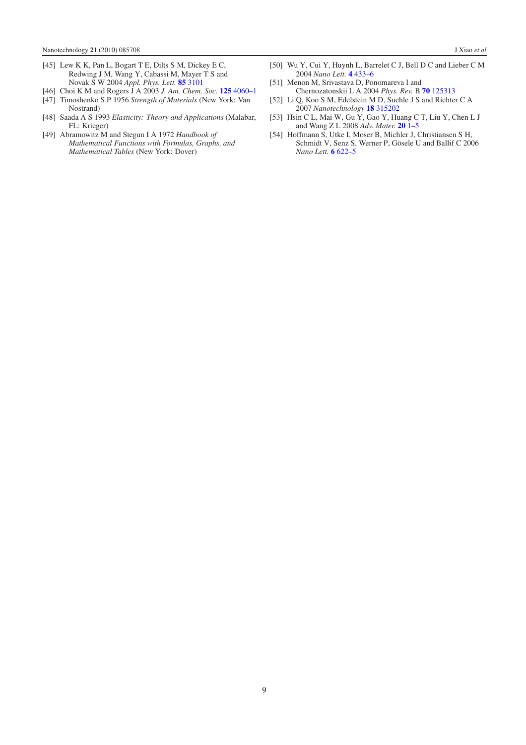[45] Lew K K, Pan L, Bogart T E, Dilts S M, Dickey E C, Redwing J M, Wang Y, Cabassi M, Mayer T S and Novak S W 2004 *Appl. Phys. Lett.* **85** 3101

[46] Choi K M and Rogers J A 2003 *J. Am. Chem. Soc.* **125** 4060–1

[47] Timoshenko S P 1956 *Strength of Materials* (New York: Van Nostrand)

[48] Saada A S 1993 *Elasticity: Theory and Applications* (Malabar, FL: Krieger)

[49] Abramowitz M and Stegun I A 1972 *Handbook of Mathematical Functions with Formulas, Graphs, and Mathematical Tables* (New York: Dover)

[50] Wu Y, Cui Y, Huynh L, Barrelet C J, Bell D C and Lieber C M 2004 *Nano Lett.* **4** 433–6

[51] Menon M, Srivastava D, Ponomareva I and Chernozatonskii L A 2004 *Phys. Rev.* B **70** 125313

[52] Li Q, Koo S M, Edelstein M D, Suehle J S and Richter C A 2007 *Nanotechnology* **18** 315202

[53] Hsin C L, Mai W, Gu Y, Gao Y, Huang C T, Liu Y, Chen L J and Wang Z L 2008 *Adv. Mater.* **20** 1–5

[54] Hoffmann S, Utke I, Moser B, Michler J, Christiansen S H, Schmidt V, Senz S, Werner P, Gösele U and Ballif C 2006 *Nano Lett.* **6** 622–5